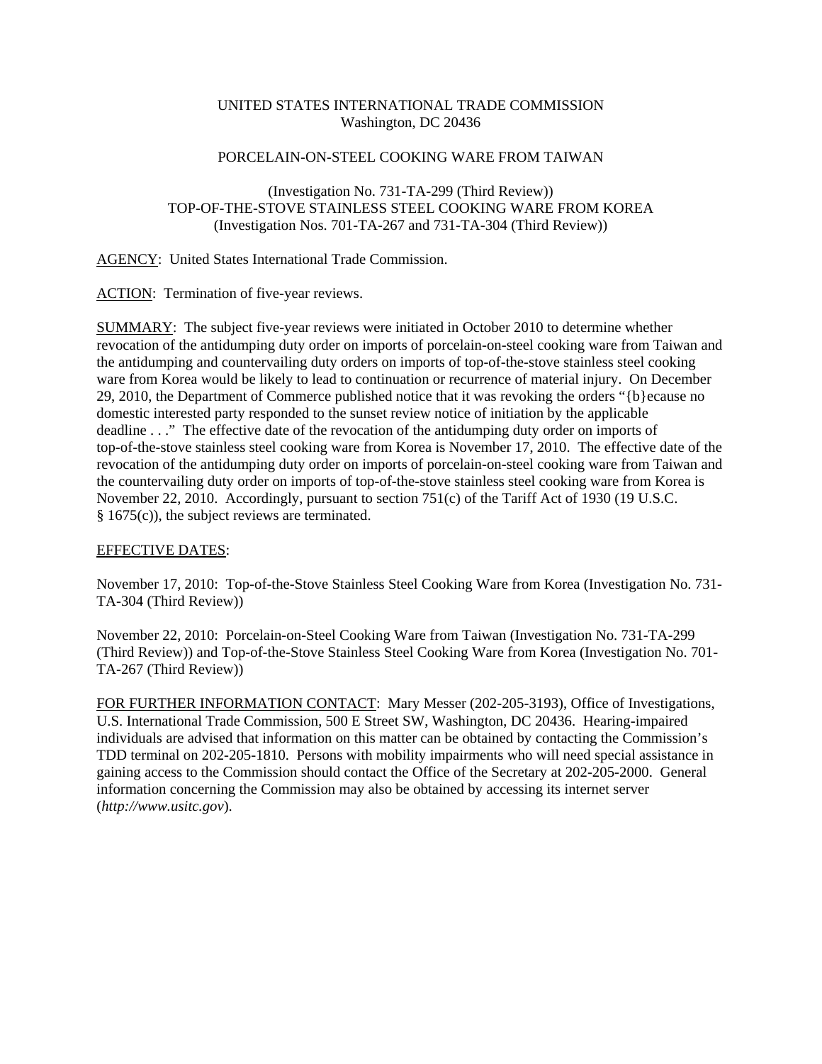UNITED STATES INTERNATIONAL TRADE COMMISSION
Washington, DC 20436

PORCELAIN-ON-STEEL COOKING WARE FROM TAIWAN

(Investigation No. 731-TA-299 (Third Review))
TOP-OF-THE-STOVE STAINLESS STEEL COOKING WARE FROM KOREA
(Investigation Nos. 701-TA-267 and 731-TA-304 (Third Review))

AGENCY: United States International Trade Commission.

ACTION: Termination of five-year reviews.

SUMMARY: The subject five-year reviews were initiated in October 2010 to determine whether revocation of the antidumping duty order on imports of porcelain-on-steel cooking ware from Taiwan and the antidumping and countervailing duty orders on imports of top-of-the-stove stainless steel cooking ware from Korea would be likely to lead to continuation or recurrence of material injury. On December 29, 2010, the Department of Commerce published notice that it was revoking the orders "{b}ecause no domestic interested party responded to the sunset review notice of initiation by the applicable deadline . . ." The effective date of the revocation of the antidumping duty order on imports of top-of-the-stove stainless steel cooking ware from Korea is November 17, 2010. The effective date of the revocation of the antidumping duty order on imports of porcelain-on-steel cooking ware from Taiwan and the countervailing duty order on imports of top-of-the-stove stainless steel cooking ware from Korea is November 22, 2010. Accordingly, pursuant to section 751(c) of the Tariff Act of 1930 (19 U.S.C. § 1675(c)), the subject reviews are terminated.

EFFECTIVE DATES:

November 17, 2010: Top-of-the-Stove Stainless Steel Cooking Ware from Korea (Investigation No. 731-TA-304 (Third Review))

November 22, 2010: Porcelain-on-Steel Cooking Ware from Taiwan (Investigation No. 731-TA-299 (Third Review)) and Top-of-the-Stove Stainless Steel Cooking Ware from Korea (Investigation No. 701-TA-267 (Third Review))

FOR FURTHER INFORMATION CONTACT: Mary Messer (202-205-3193), Office of Investigations, U.S. International Trade Commission, 500 E Street SW, Washington, DC 20436. Hearing-impaired individuals are advised that information on this matter can be obtained by contacting the Commission's TDD terminal on 202-205-1810. Persons with mobility impairments who will need special assistance in gaining access to the Commission should contact the Office of the Secretary at 202-205-2000. General information concerning the Commission may also be obtained by accessing its internet server (*http://www.usitc.gov*).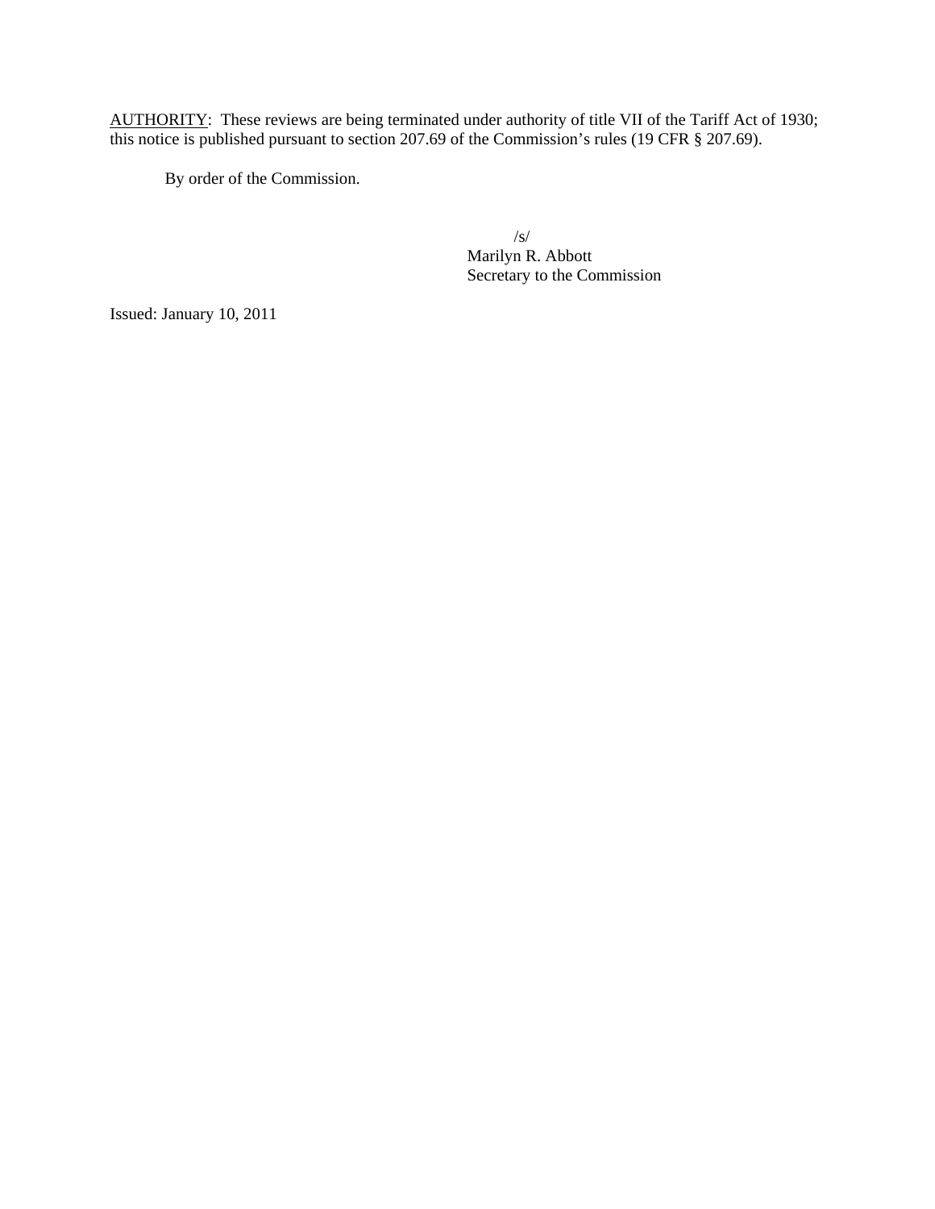AUTHORITY: These reviews are being terminated under authority of title VII of the Tariff Act of 1930; this notice is published pursuant to section 207.69 of the Commission's rules (19 CFR § 207.69).

By order of the Commission.

/s/
Marilyn R. Abbott
Secretary to the Commission

Issued: January 10, 2011